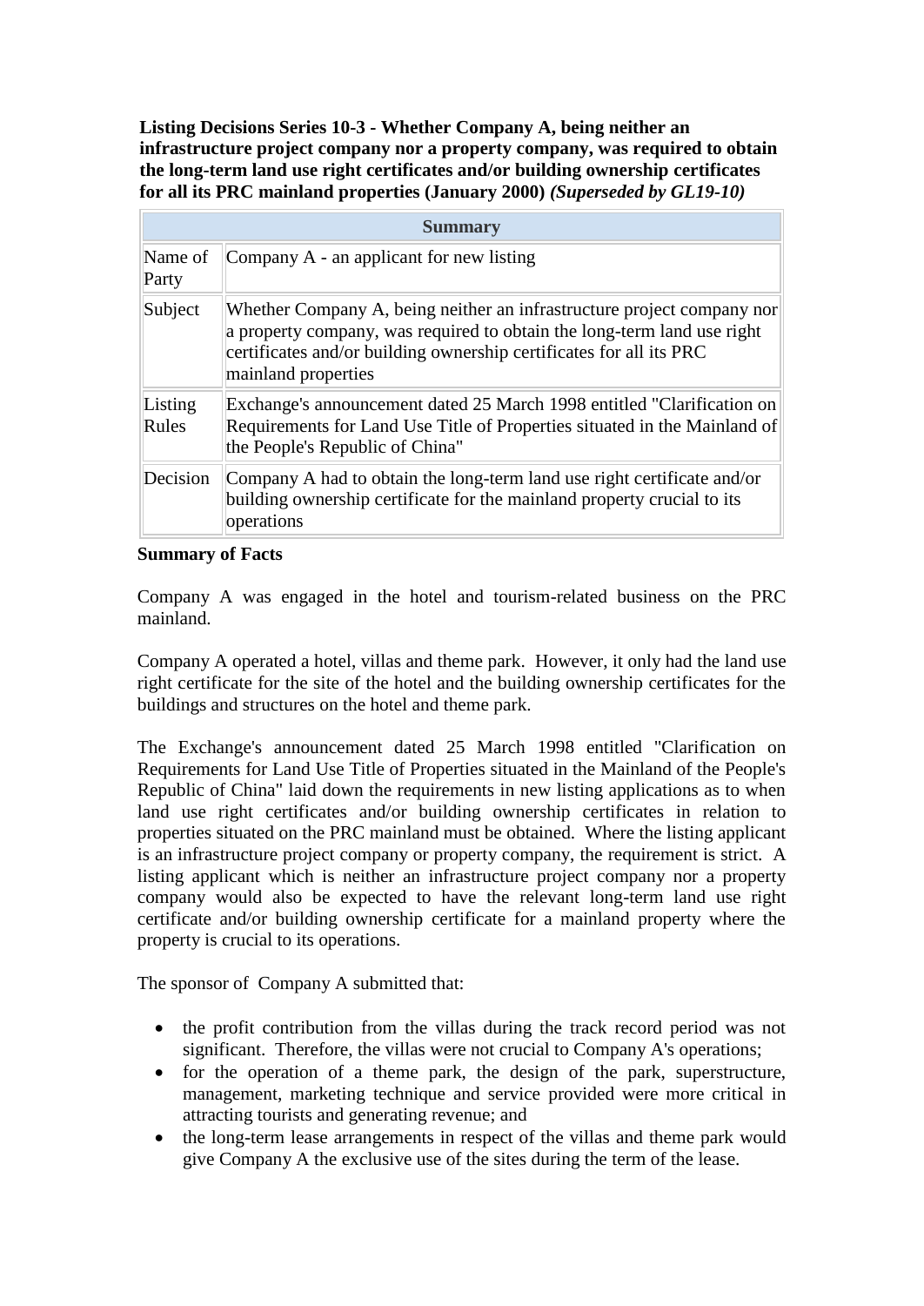**Listing Decisions Series 10-3 - Whether Company A, being neither an infrastructure project company nor a property company, was required to obtain the long-term land use right certificates and/or building ownership certificates for all its PRC mainland properties (January 2000)** ***(Superseded by GL19-10)***

| Summary | |
|---|---|
| Name of Party | Company A - an applicant for new listing |
| Subject | Whether Company A, being neither an infrastructure project company nor a property company, was required to obtain the long-term land use right certificates and/or building ownership certificates for all its PRC mainland properties |
| Listing Rules | Exchange's announcement dated 25 March 1998 entitled "Clarification on Requirements for Land Use Title of Properties situated in the Mainland of the People's Republic of China" |
| Decision | Company A had to obtain the long-term land use right certificate and/or building ownership certificate for the mainland property crucial to its operations |

**Summary of Facts**

Company A was engaged in the hotel and tourism-related business on the PRC mainland.

Company A operated a hotel, villas and theme park. However, it only had the land use right certificate for the site of the hotel and the building ownership certificates for the buildings and structures on the hotel and theme park.

The Exchange's announcement dated 25 March 1998 entitled "Clarification on Requirements for Land Use Title of Properties situated in the Mainland of the People's Republic of China" laid down the requirements in new listing applications as to when land use right certificates and/or building ownership certificates in relation to properties situated on the PRC mainland must be obtained. Where the listing applicant is an infrastructure project company or property company, the requirement is strict. A listing applicant which is neither an infrastructure project company nor a property company would also be expected to have the relevant long-term land use right certificate and/or building ownership certificate for a mainland property where the property is crucial to its operations.

The sponsor of Company A submitted that:

- the profit contribution from the villas during the track record period was not significant. Therefore, the villas were not crucial to Company A's operations;
- for the operation of a theme park, the design of the park, superstructure, management, marketing technique and service provided were more critical in attracting tourists and generating revenue; and
- the long-term lease arrangements in respect of the villas and theme park would give Company A the exclusive use of the sites during the term of the lease.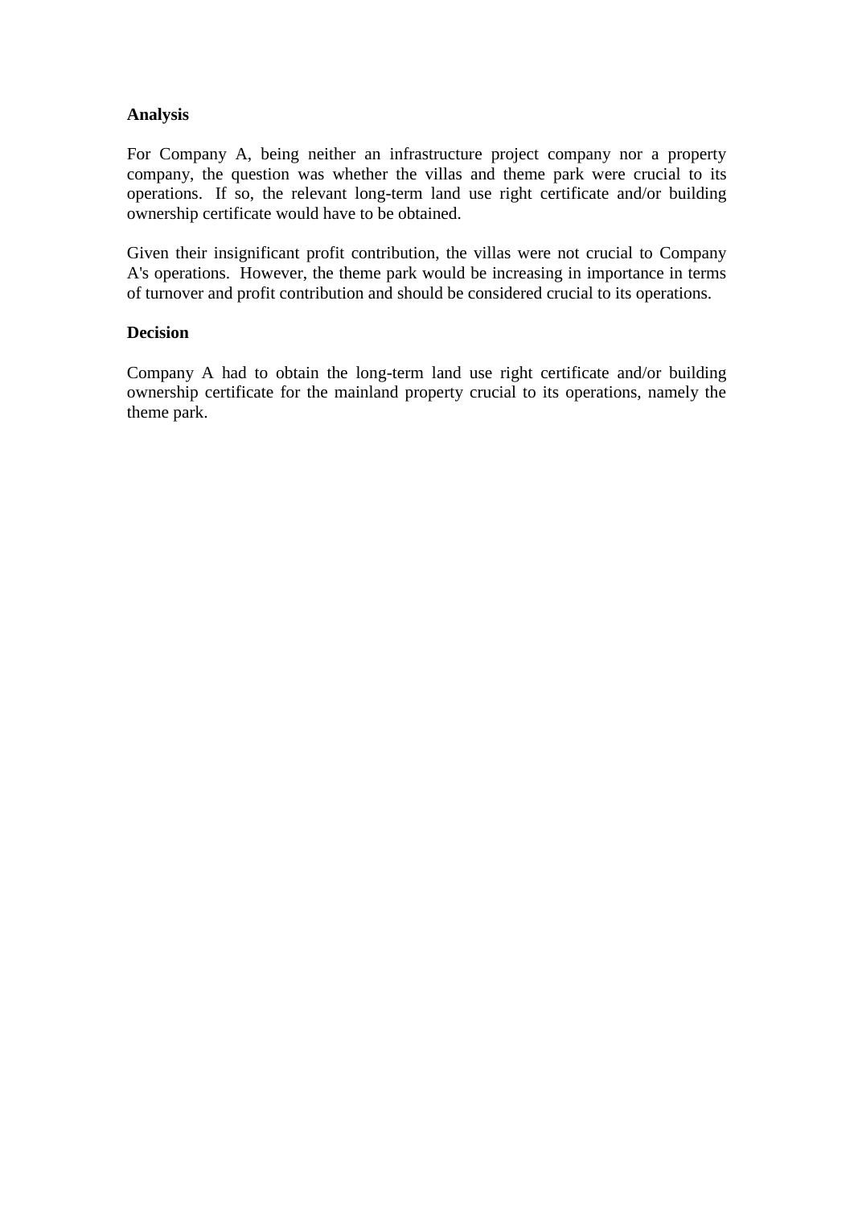**Analysis**

For Company A, being neither an infrastructure project company nor a property company, the question was whether the villas and theme park were crucial to its operations. If so, the relevant long-term land use right certificate and/or building ownership certificate would have to be obtained.

Given their insignificant profit contribution, the villas were not crucial to Company A's operations. However, the theme park would be increasing in importance in terms of turnover and profit contribution and should be considered crucial to its operations.

**Decision**

Company A had to obtain the long-term land use right certificate and/or building ownership certificate for the mainland property crucial to its operations, namely the theme park.